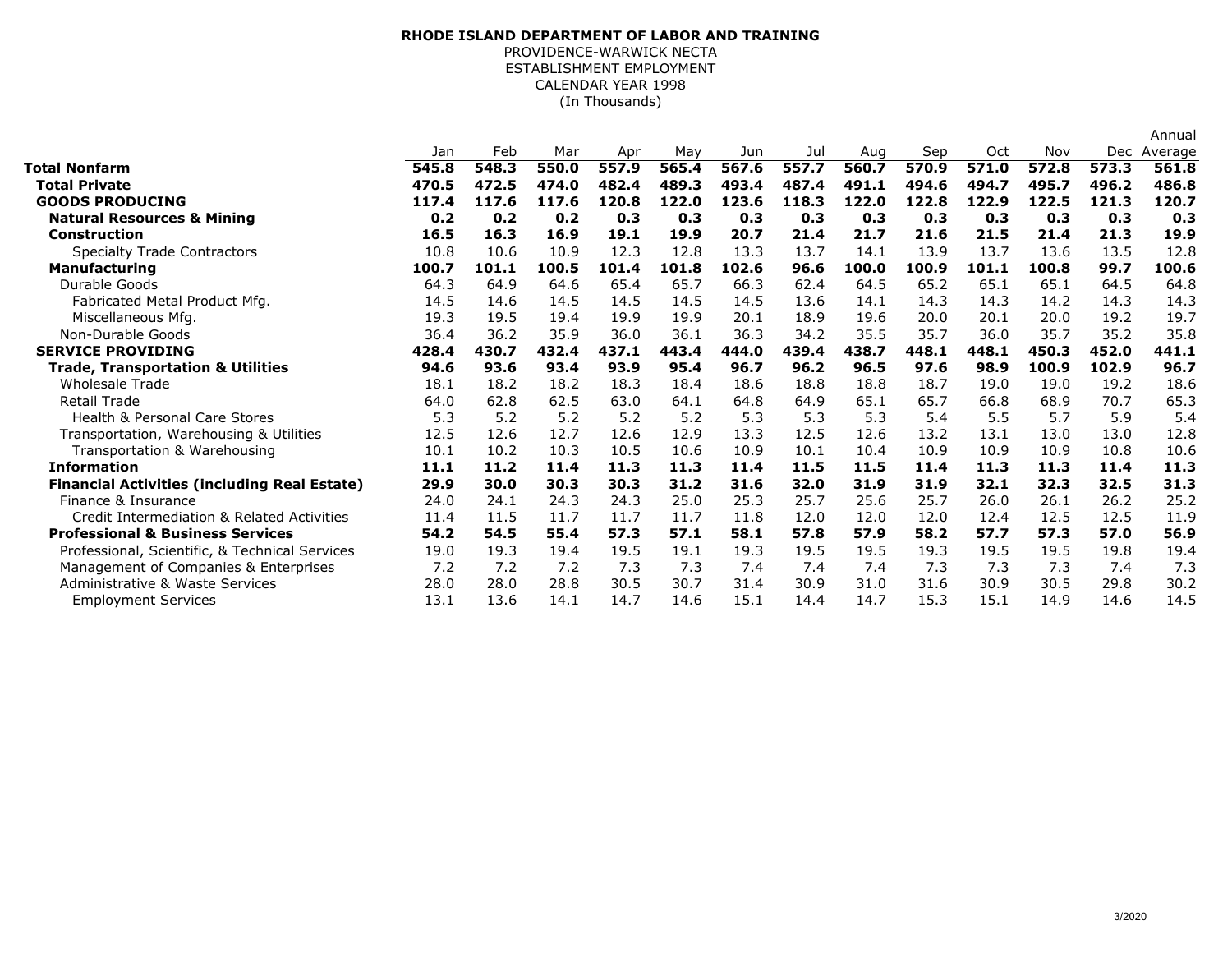**RHODE ISLAND DEPARTMENT OF LABOR AND TRAINING**
PROVIDENCE-WARWICK NECTA
ESTABLISHMENT EMPLOYMENT
CALENDAR YEAR 1998
(In Thousands)

| | Jan | Feb | Mar | Apr | May | Jun | Jul | Aug | Sep | Oct | Nov | Dec | Annual Average |
|---|---|---|---|---|---|---|---|---|---|---|---|---|---|
| **Total Nonfarm** | **545.8** | **548.3** | **550.0** | **557.9** | **565.4** | **567.6** | **557.7** | **560.7** | **570.9** | **571.0** | **572.8** | **573.3** | **561.8** |
| **Total Private** | **470.5** | **472.5** | **474.0** | **482.4** | **489.3** | **493.4** | **487.4** | **491.1** | **494.6** | **494.7** | **495.7** | **496.2** | **486.8** |
| **GOODS PRODUCING** | **117.4** | **117.6** | **117.6** | **120.8** | **122.0** | **123.6** | **118.3** | **122.0** | **122.8** | **122.9** | **122.5** | **121.3** | **120.7** |
| **Natural Resources & Mining** | **0.2** | **0.2** | **0.2** | **0.3** | **0.3** | **0.3** | **0.3** | **0.3** | **0.3** | **0.3** | **0.3** | **0.3** | **0.3** |
| **Construction** | **16.5** | **16.3** | **16.9** | **19.1** | **19.9** | **20.7** | **21.4** | **21.7** | **21.6** | **21.5** | **21.4** | **21.3** | **19.9** |
| Specialty Trade Contractors | 10.8 | 10.6 | 10.9 | 12.3 | 12.8 | 13.3 | 13.7 | 14.1 | 13.9 | 13.7 | 13.6 | 13.5 | 12.8 |
| **Manufacturing** | **100.7** | **101.1** | **100.5** | **101.4** | **101.8** | **102.6** | **96.6** | **100.0** | **100.9** | **101.1** | **100.8** | **99.7** | **100.6** |
| Durable Goods | 64.3 | 64.9 | 64.6 | 65.4 | 65.7 | 66.3 | 62.4 | 64.5 | 65.2 | 65.1 | 65.1 | 64.5 | 64.8 |
| Fabricated Metal Product Mfg. | 14.5 | 14.6 | 14.5 | 14.5 | 14.5 | 14.5 | 13.6 | 14.1 | 14.3 | 14.3 | 14.2 | 14.3 | 14.3 |
| Miscellaneous Mfg. | 19.3 | 19.5 | 19.4 | 19.9 | 19.9 | 20.1 | 18.9 | 19.6 | 20.0 | 20.1 | 20.0 | 19.2 | 19.7 |
| Non-Durable Goods | 36.4 | 36.2 | 35.9 | 36.0 | 36.1 | 36.3 | 34.2 | 35.5 | 35.7 | 36.0 | 35.7 | 35.2 | 35.8 |
| **SERVICE PROVIDING** | **428.4** | **430.7** | **432.4** | **437.1** | **443.4** | **444.0** | **439.4** | **438.7** | **448.1** | **448.1** | **450.3** | **452.0** | **441.1** |
| **Trade, Transportation & Utilities** | **94.6** | **93.6** | **93.4** | **93.9** | **95.4** | **96.7** | **96.2** | **96.5** | **97.6** | **98.9** | **100.9** | **102.9** | **96.7** |
| Wholesale Trade | 18.1 | 18.2 | 18.2 | 18.3 | 18.4 | 18.6 | 18.8 | 18.8 | 18.7 | 19.0 | 19.0 | 19.2 | 18.6 |
| Retail Trade | 64.0 | 62.8 | 62.5 | 63.0 | 64.1 | 64.8 | 64.9 | 65.1 | 65.7 | 66.8 | 68.9 | 70.7 | 65.3 |
| Health & Personal Care Stores | 5.3 | 5.2 | 5.2 | 5.2 | 5.2 | 5.3 | 5.3 | 5.3 | 5.4 | 5.5 | 5.7 | 5.9 | 5.4 |
| Transportation, Warehousing & Utilities | 12.5 | 12.6 | 12.7 | 12.6 | 12.9 | 13.3 | 12.5 | 12.6 | 13.2 | 13.1 | 13.0 | 13.0 | 12.8 |
| Transportation & Warehousing | 10.1 | 10.2 | 10.3 | 10.5 | 10.6 | 10.9 | 10.1 | 10.4 | 10.9 | 10.9 | 10.9 | 10.8 | 10.6 |
| **Information** | **11.1** | **11.2** | **11.4** | **11.3** | **11.3** | **11.4** | **11.5** | **11.5** | **11.4** | **11.3** | **11.3** | **11.4** | **11.3** |
| **Financial Activities (including Real Estate)** | **29.9** | **30.0** | **30.3** | **30.3** | **31.2** | **31.6** | **32.0** | **31.9** | **31.9** | **32.1** | **32.3** | **32.5** | **31.3** |
| Finance & Insurance | 24.0 | 24.1 | 24.3 | 24.3 | 25.0 | 25.3 | 25.7 | 25.6 | 25.7 | 26.0 | 26.1 | 26.2 | 25.2 |
| Credit Intermediation & Related Activities | 11.4 | 11.5 | 11.7 | 11.7 | 11.7 | 11.8 | 12.0 | 12.0 | 12.0 | 12.4 | 12.5 | 12.5 | 11.9 |
| **Professional & Business Services** | **54.2** | **54.5** | **55.4** | **57.3** | **57.1** | **58.1** | **57.8** | **57.9** | **58.2** | **57.7** | **57.3** | **57.0** | **56.9** |
| Professional, Scientific, & Technical Services | 19.0 | 19.3 | 19.4 | 19.5 | 19.1 | 19.3 | 19.5 | 19.5 | 19.3 | 19.5 | 19.5 | 19.8 | 19.4 |
| Management of Companies & Enterprises | 7.2 | 7.2 | 7.2 | 7.3 | 7.3 | 7.4 | 7.4 | 7.4 | 7.3 | 7.3 | 7.3 | 7.4 | 7.3 |
| Administrative & Waste Services | 28.0 | 28.0 | 28.8 | 30.5 | 30.7 | 31.4 | 30.9 | 31.0 | 31.6 | 30.9 | 30.5 | 29.8 | 30.2 |
| Employment Services | 13.1 | 13.6 | 14.1 | 14.7 | 14.6 | 15.1 | 14.4 | 14.7 | 15.3 | 15.1 | 14.9 | 14.6 | 14.5 |

3/2020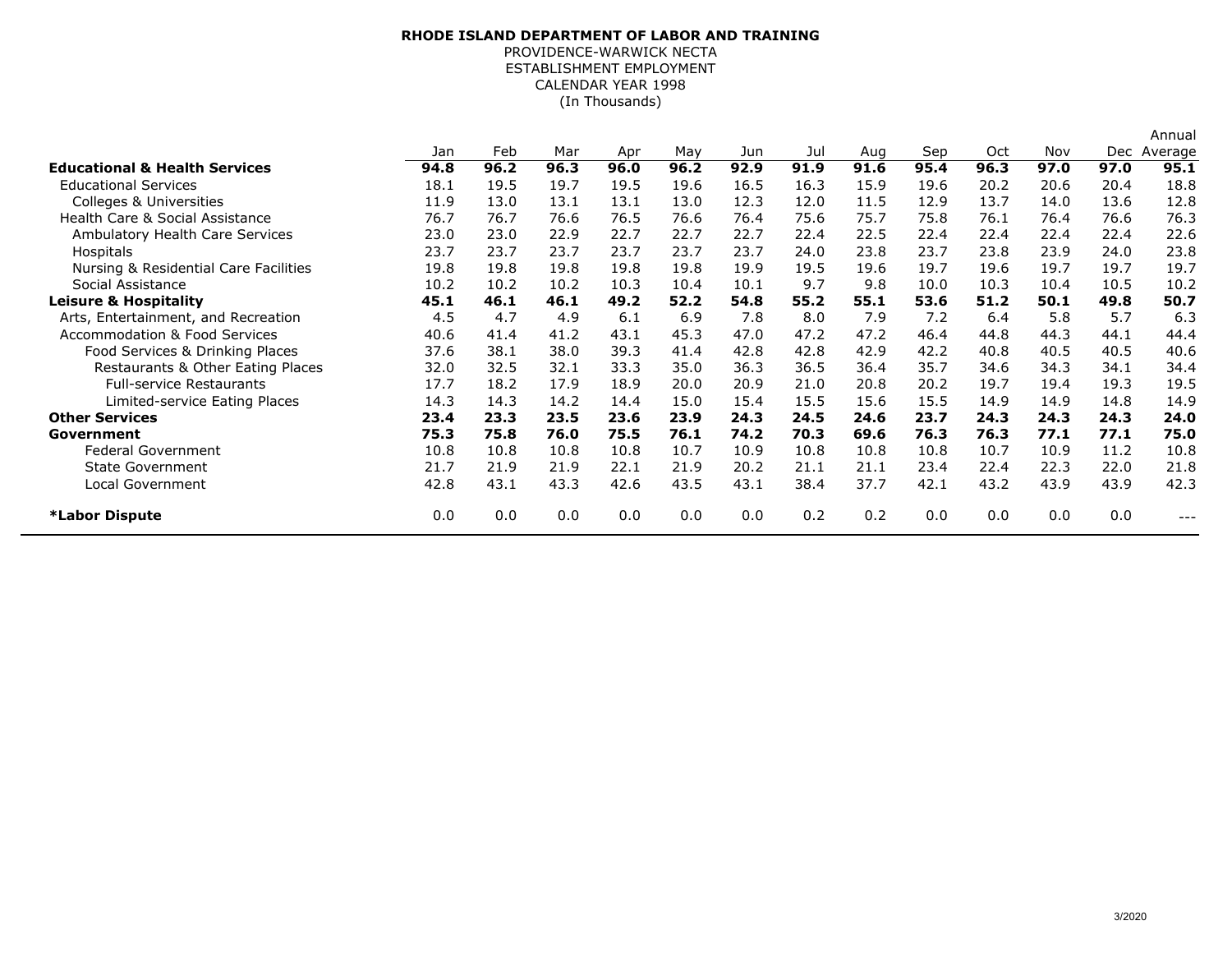**RHODE ISLAND DEPARTMENT OF LABOR AND TRAINING**
PROVIDENCE-WARWICK NECTA
ESTABLISHMENT EMPLOYMENT
CALENDAR YEAR 1998
(In Thousands)

| | Jan | Feb | Mar | Apr | May | Jun | Jul | Aug | Sep | Oct | Nov | Dec | Annual Average |
|---|---|---|---|---|---|---|---|---|---|---|---|---|---|
| **Educational & Health Services** | **94.8** | **96.2** | **96.3** | **96.0** | **96.2** | **92.9** | **91.9** | **91.6** | **95.4** | **96.3** | **97.0** | **97.0** | **95.1** |
| Educational Services | 18.1 | 19.5 | 19.7 | 19.5 | 19.6 | 16.5 | 16.3 | 15.9 | 19.6 | 20.2 | 20.6 | 20.4 | 18.8 |
| Colleges & Universities | 11.9 | 13.0 | 13.1 | 13.1 | 13.0 | 12.3 | 12.0 | 11.5 | 12.9 | 13.7 | 14.0 | 13.6 | 12.8 |
| Health Care & Social Assistance | 76.7 | 76.7 | 76.6 | 76.5 | 76.6 | 76.4 | 75.6 | 75.7 | 75.8 | 76.1 | 76.4 | 76.6 | 76.3 |
| Ambulatory Health Care Services | 23.0 | 23.0 | 22.9 | 22.7 | 22.7 | 22.7 | 22.4 | 22.5 | 22.4 | 22.4 | 22.4 | 22.4 | 22.6 |
| Hospitals | 23.7 | 23.7 | 23.7 | 23.7 | 23.7 | 23.7 | 24.0 | 23.8 | 23.7 | 23.8 | 23.9 | 24.0 | 23.8 |
| Nursing & Residential Care Facilities | 19.8 | 19.8 | 19.8 | 19.8 | 19.8 | 19.9 | 19.5 | 19.6 | 19.7 | 19.6 | 19.7 | 19.7 | 19.7 |
| Social Assistance | 10.2 | 10.2 | 10.2 | 10.3 | 10.4 | 10.1 | 9.7 | 9.8 | 10.0 | 10.3 | 10.4 | 10.5 | 10.2 |
| **Leisure & Hospitality** | **45.1** | **46.1** | **46.1** | **49.2** | **52.2** | **54.8** | **55.2** | **55.1** | **53.6** | **51.2** | **50.1** | **49.8** | **50.7** |
| Arts, Entertainment, and Recreation | 4.5 | 4.7 | 4.9 | 6.1 | 6.9 | 7.8 | 8.0 | 7.9 | 7.2 | 6.4 | 5.8 | 5.7 | 6.3 |
| Accommodation & Food Services | 40.6 | 41.4 | 41.2 | 43.1 | 45.3 | 47.0 | 47.2 | 47.2 | 46.4 | 44.8 | 44.3 | 44.1 | 44.4 |
| Food Services & Drinking Places | 37.6 | 38.1 | 38.0 | 39.3 | 41.4 | 42.8 | 42.8 | 42.9 | 42.2 | 40.8 | 40.5 | 40.5 | 40.6 |
| Restaurants & Other Eating Places | 32.0 | 32.5 | 32.1 | 33.3 | 35.0 | 36.3 | 36.5 | 36.4 | 35.7 | 34.6 | 34.3 | 34.1 | 34.4 |
| Full-service Restaurants | 17.7 | 18.2 | 17.9 | 18.9 | 20.0 | 20.9 | 21.0 | 20.8 | 20.2 | 19.7 | 19.4 | 19.3 | 19.5 |
| Limited-service Eating Places | 14.3 | 14.3 | 14.2 | 14.4 | 15.0 | 15.4 | 15.5 | 15.6 | 15.5 | 14.9 | 14.9 | 14.8 | 14.9 |
| **Other Services** | **23.4** | **23.3** | **23.5** | **23.6** | **23.9** | **24.3** | **24.5** | **24.6** | **23.7** | **24.3** | **24.3** | **24.3** | **24.0** |
| **Government** | **75.3** | **75.8** | **76.0** | **75.5** | **76.1** | **74.2** | **70.3** | **69.6** | **76.3** | **76.3** | **77.1** | **77.1** | **75.0** |
| Federal Government | 10.8 | 10.8 | 10.8 | 10.8 | 10.7 | 10.9 | 10.8 | 10.8 | 10.8 | 10.7 | 10.9 | 11.2 | 10.8 |
| State Government | 21.7 | 21.9 | 21.9 | 22.1 | 21.9 | 20.2 | 21.1 | 21.1 | 23.4 | 22.4 | 22.3 | 22.0 | 21.8 |
| Local Government | 42.8 | 43.1 | 43.3 | 42.6 | 43.5 | 43.1 | 38.4 | 37.7 | 42.1 | 43.2 | 43.9 | 43.9 | 42.3 |
| **\*Labor Dispute** | 0.0 | 0.0 | 0.0 | 0.0 | 0.0 | 0.0 | 0.2 | 0.2 | 0.0 | 0.0 | 0.0 | 0.0 | --- |

3/2020